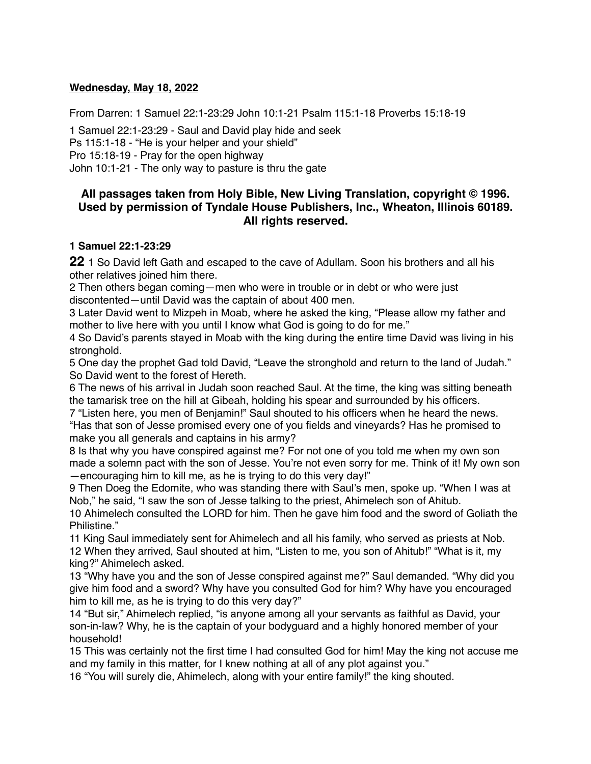**Wednesday, May 18, 2022**

From Darren: 1 Samuel 22:1-23:29 John 10:1-21 Psalm 115:1-18 Proverbs 15:18-19

1 Samuel 22:1-23:29 - Saul and David play hide and seek
Ps 115:1-18 - "He is your helper and your shield"
Pro 15:18-19 - Pray for the open highway
John 10:1-21 - The only way to pasture is thru the gate

## All passages taken from Holy Bible, New Living Translation, copyright © 1996. Used by permission of Tyndale House Publishers, Inc., Wheaton, Illinois 60189. All rights reserved.

### 1 Samuel 22:1-23:29

**22** 1 So David left Gath and escaped to the cave of Adullam. Soon his brothers and all his other relatives joined him there.
2 Then others began coming—men who were in trouble or in debt or who were just discontented—until David was the captain of about 400 men.
3 Later David went to Mizpeh in Moab, where he asked the king, "Please allow my father and mother to live here with you until I know what God is going to do for me."
4 So David's parents stayed in Moab with the king during the entire time David was living in his stronghold.
5 One day the prophet Gad told David, "Leave the stronghold and return to the land of Judah." So David went to the forest of Hereth.
6 The news of his arrival in Judah soon reached Saul. At the time, the king was sitting beneath the tamarisk tree on the hill at Gibeah, holding his spear and surrounded by his officers.
7 "Listen here, you men of Benjamin!" Saul shouted to his officers when he heard the news. "Has that son of Jesse promised every one of you fields and vineyards? Has he promised to make you all generals and captains in his army?
8 Is that why you have conspired against me? For not one of you told me when my own son made a solemn pact with the son of Jesse. You're not even sorry for me. Think of it! My own son—encouraging him to kill me, as he is trying to do this very day!"
9 Then Doeg the Edomite, who was standing there with Saul's men, spoke up. "When I was at Nob," he said, "I saw the son of Jesse talking to the priest, Ahimelech son of Ahitub.
10 Ahimelech consulted the LORD for him. Then he gave him food and the sword of Goliath the Philistine."
11 King Saul immediately sent for Ahimelech and all his family, who served as priests at Nob.
12 When they arrived, Saul shouted at him, "Listen to me, you son of Ahitub!" "What is it, my king?" Ahimelech asked.
13 "Why have you and the son of Jesse conspired against me?" Saul demanded. "Why did you give him food and a sword? Why have you consulted God for him? Why have you encouraged him to kill me, as he is trying to do this very day?"
14 "But sir," Ahimelech replied, "is anyone among all your servants as faithful as David, your son-in-law? Why, he is the captain of your bodyguard and a highly honored member of your household!
15 This was certainly not the first time I had consulted God for him! May the king not accuse me and my family in this matter, for I knew nothing at all of any plot against you."
16 "You will surely die, Ahimelech, along with your entire family!" the king shouted.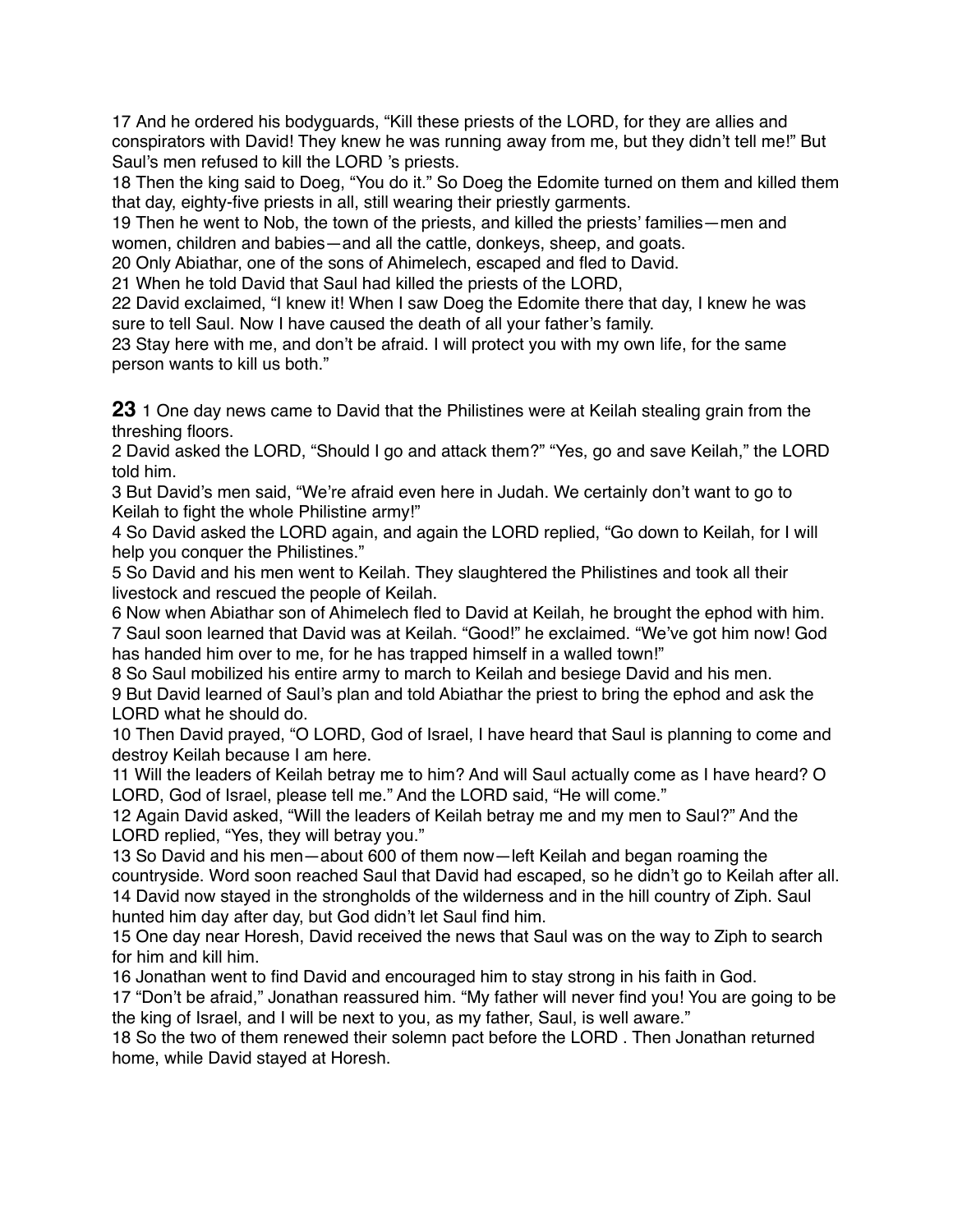17 And he ordered his bodyguards, “Kill these priests of the LORD, for they are allies and conspirators with David! They knew he was running away from me, but they didn’t tell me!” But Saul’s men refused to kill the LORD ’s priests.
18 Then the king said to Doeg, “You do it.” So Doeg the Edomite turned on them and killed them that day, eighty-five priests in all, still wearing their priestly garments.
19 Then he went to Nob, the town of the priests, and killed the priests’ families—men and women, children and babies—and all the cattle, donkeys, sheep, and goats.
20 Only Abiathar, one of the sons of Ahimelech, escaped and fled to David.
21 When he told David that Saul had killed the priests of the LORD,
22 David exclaimed, “I knew it! When I saw Doeg the Edomite there that day, I knew he was sure to tell Saul. Now I have caused the death of all your father’s family.
23 Stay here with me, and don’t be afraid. I will protect you with my own life, for the same person wants to kill us both.”

**23** 1 One day news came to David that the Philistines were at Keilah stealing grain from the threshing floors.
2 David asked the LORD, “Should I go and attack them?” “Yes, go and save Keilah,” the LORD told him.
3 But David’s men said, “We’re afraid even here in Judah. We certainly don’t want to go to Keilah to fight the whole Philistine army!”
4 So David asked the LORD again, and again the LORD replied, “Go down to Keilah, for I will help you conquer the Philistines.”
5 So David and his men went to Keilah. They slaughtered the Philistines and took all their livestock and rescued the people of Keilah.
6 Now when Abiathar son of Ahimelech fled to David at Keilah, he brought the ephod with him.
7 Saul soon learned that David was at Keilah. “Good!” he exclaimed. “We’ve got him now! God has handed him over to me, for he has trapped himself in a walled town!”
8 So Saul mobilized his entire army to march to Keilah and besiege David and his men.
9 But David learned of Saul’s plan and told Abiathar the priest to bring the ephod and ask the LORD what he should do.
10 Then David prayed, “O LORD, God of Israel, I have heard that Saul is planning to come and destroy Keilah because I am here.
11 Will the leaders of Keilah betray me to him? And will Saul actually come as I have heard? O LORD, God of Israel, please tell me.” And the LORD said, “He will come.”
12 Again David asked, “Will the leaders of Keilah betray me and my men to Saul?” And the LORD replied, “Yes, they will betray you.”
13 So David and his men—about 600 of them now—left Keilah and began roaming the countryside. Word soon reached Saul that David had escaped, so he didn’t go to Keilah after all.
14 David now stayed in the strongholds of the wilderness and in the hill country of Ziph. Saul hunted him day after day, but God didn’t let Saul find him.
15 One day near Horesh, David received the news that Saul was on the way to Ziph to search for him and kill him.
16 Jonathan went to find David and encouraged him to stay strong in his faith in God.
17 “Don’t be afraid,” Jonathan reassured him. “My father will never find you! You are going to be the king of Israel, and I will be next to you, as my father, Saul, is well aware.”
18 So the two of them renewed their solemn pact before the LORD . Then Jonathan returned home, while David stayed at Horesh.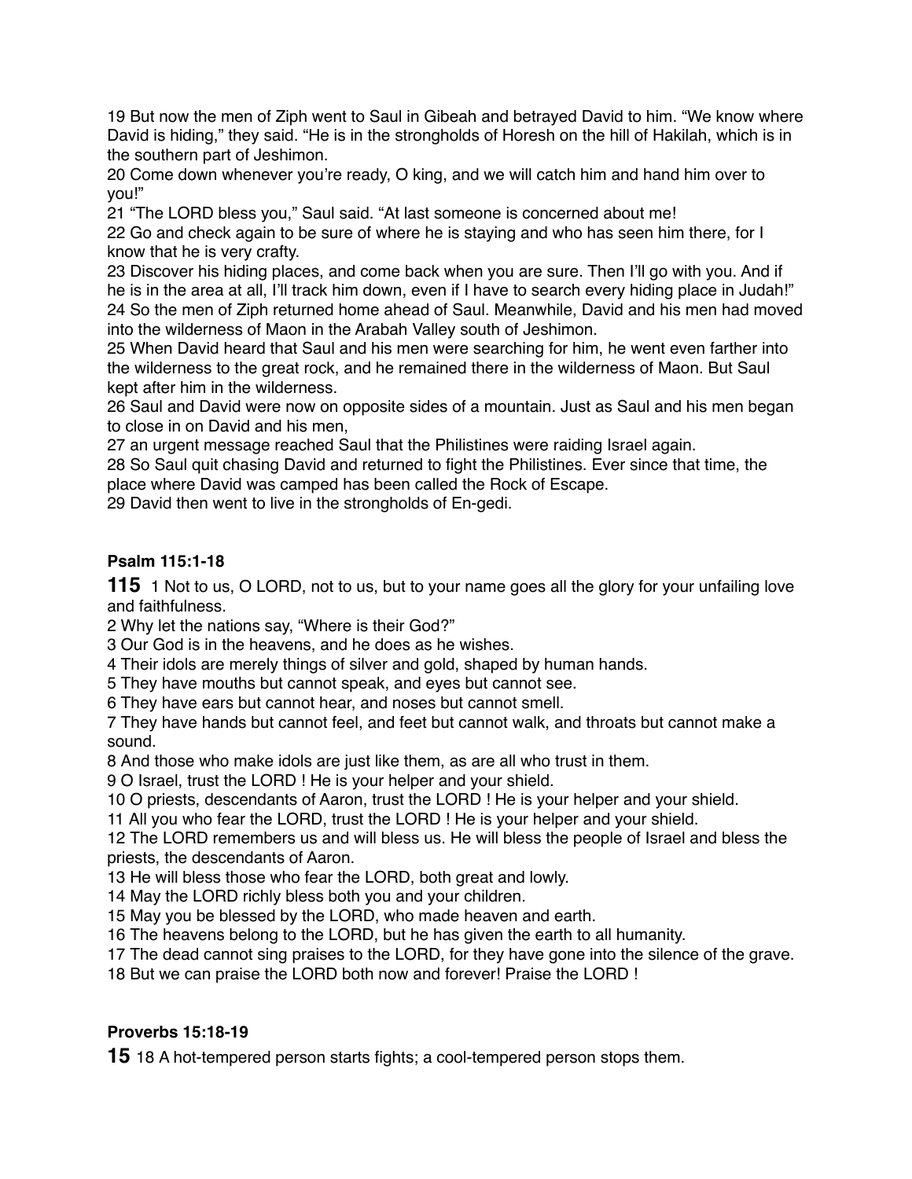19 But now the men of Ziph went to Saul in Gibeah and betrayed David to him. "We know where David is hiding," they said. "He is in the strongholds of Horesh on the hill of Hakilah, which is in the southern part of Jeshimon.

20 Come down whenever you're ready, O king, and we will catch him and hand him over to you!"

21 "The LORD bless you," Saul said. "At last someone is concerned about me!

22 Go and check again to be sure of where he is staying and who has seen him there, for I know that he is very crafty.

23 Discover his hiding places, and come back when you are sure. Then I'll go with you. And if he is in the area at all, I'll track him down, even if I have to search every hiding place in Judah!"

24 So the men of Ziph returned home ahead of Saul. Meanwhile, David and his men had moved into the wilderness of Maon in the Arabah Valley south of Jeshimon.

25 When David heard that Saul and his men were searching for him, he went even farther into the wilderness to the great rock, and he remained there in the wilderness of Maon. But Saul kept after him in the wilderness.

26 Saul and David were now on opposite sides of a mountain. Just as Saul and his men began to close in on David and his men,

27 an urgent message reached Saul that the Philistines were raiding Israel again.

28 So Saul quit chasing David and returned to fight the Philistines. Ever since that time, the place where David was camped has been called the Rock of Escape.

29 David then went to live in the strongholds of En-gedi.

**Psalm 115:1-18**

**115** 1 Not to us, O LORD, not to us, but to your name goes all the glory for your unfailing love and faithfulness.

2 Why let the nations say, "Where is their God?"

3 Our God is in the heavens, and he does as he wishes.

4 Their idols are merely things of silver and gold, shaped by human hands.

5 They have mouths but cannot speak, and eyes but cannot see.

6 They have ears but cannot hear, and noses but cannot smell.

7 They have hands but cannot feel, and feet but cannot walk, and throats but cannot make a sound.

8 And those who make idols are just like them, as are all who trust in them.

9 O Israel, trust the LORD ! He is your helper and your shield.

10 O priests, descendants of Aaron, trust the LORD ! He is your helper and your shield.

11 All you who fear the LORD, trust the LORD ! He is your helper and your shield.

12 The LORD remembers us and will bless us. He will bless the people of Israel and bless the priests, the descendants of Aaron.

13 He will bless those who fear the LORD, both great and lowly.

14 May the LORD richly bless both you and your children.

15 May you be blessed by the LORD, who made heaven and earth.

16 The heavens belong to the LORD, but he has given the earth to all humanity.

17 The dead cannot sing praises to the LORD, for they have gone into the silence of the grave.

18 But we can praise the LORD both now and forever! Praise the LORD !

**Proverbs 15:18-19**

**15** 18 A hot-tempered person starts fights; a cool-tempered person stops them.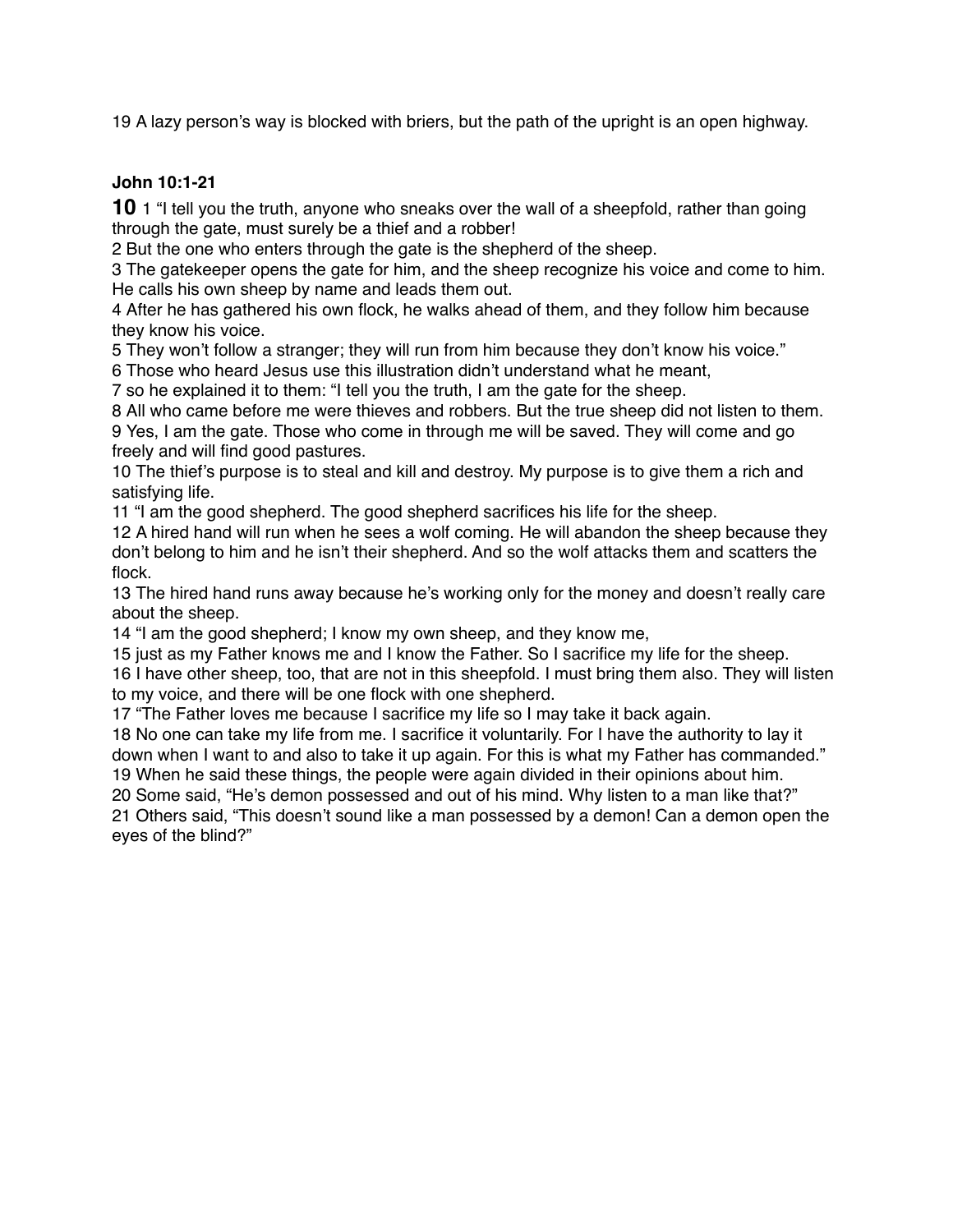19 A lazy person's way is blocked with briers, but the path of the upright is an open highway.

**John 10:1-21**

**10** 1 "I tell you the truth, anyone who sneaks over the wall of a sheepfold, rather than going through the gate, must surely be a thief and a robber!
2 But the one who enters through the gate is the shepherd of the sheep.
3 The gatekeeper opens the gate for him, and the sheep recognize his voice and come to him. He calls his own sheep by name and leads them out.
4 After he has gathered his own flock, he walks ahead of them, and they follow him because they know his voice.
5 They won't follow a stranger; they will run from him because they don't know his voice."
6 Those who heard Jesus use this illustration didn't understand what he meant,
7 so he explained it to them: "I tell you the truth, I am the gate for the sheep.
8 All who came before me were thieves and robbers. But the true sheep did not listen to them.
9 Yes, I am the gate. Those who come in through me will be saved. They will come and go freely and will find good pastures.
10 The thief's purpose is to steal and kill and destroy. My purpose is to give them a rich and satisfying life.
11 "I am the good shepherd. The good shepherd sacrifices his life for the sheep.
12 A hired hand will run when he sees a wolf coming. He will abandon the sheep because they don't belong to him and he isn't their shepherd. And so the wolf attacks them and scatters the flock.
13 The hired hand runs away because he's working only for the money and doesn't really care about the sheep.
14 "I am the good shepherd; I know my own sheep, and they know me,
15 just as my Father knows me and I know the Father. So I sacrifice my life for the sheep.
16 I have other sheep, too, that are not in this sheepfold. I must bring them also. They will listen to my voice, and there will be one flock with one shepherd.
17 "The Father loves me because I sacrifice my life so I may take it back again.
18 No one can take my life from me. I sacrifice it voluntarily. For I have the authority to lay it down when I want to and also to take it up again. For this is what my Father has commanded."
19 When he said these things, the people were again divided in their opinions about him.
20 Some said, "He's demon possessed and out of his mind. Why listen to a man like that?"
21 Others said, "This doesn't sound like a man possessed by a demon! Can a demon open the eyes of the blind?"